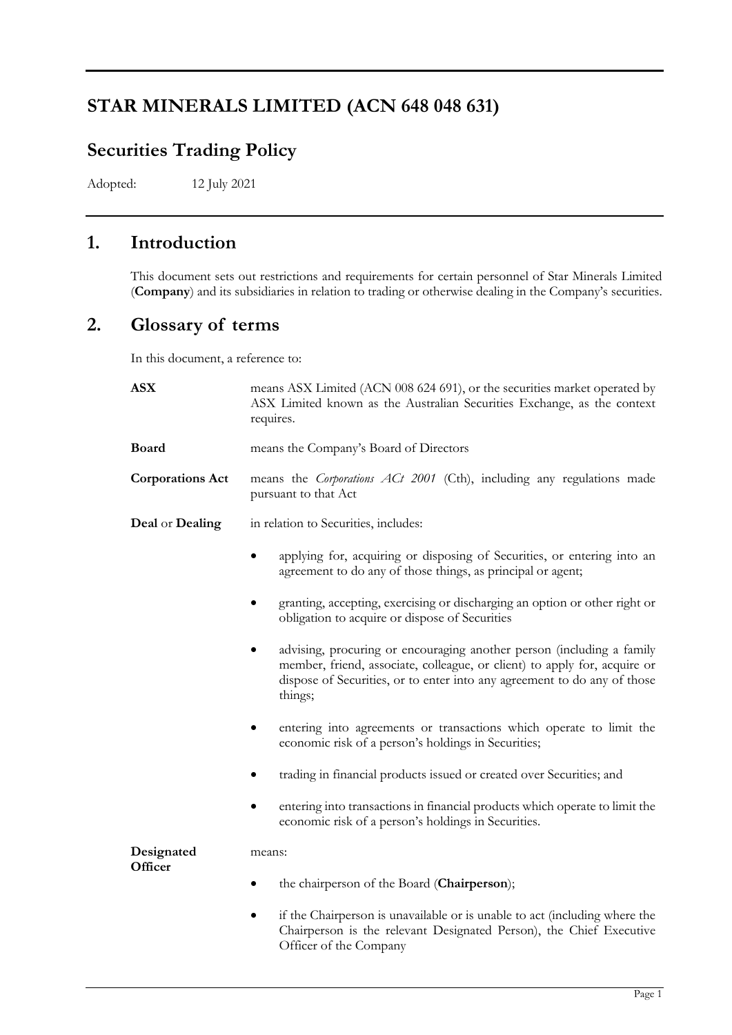# STAR MINERALS LIMITED (ACN 648 048 631)

## Securities Trading Policy

Adopted: 12 July 2021

## 1. Introduction

This document sets out restrictions and requirements for certain personnel of Star Minerals Limited (**Company**) and its subsidiaries in relation to trading or otherwise dealing in the Company's securities.

## 2. Glossary of terms

In this document, a reference to:

**ASX** means ASX Limited (ACN 008 624 691), or the securities market operated by ASX Limited known as the Australian Securities Exchange, as the context requires.

**Board** means the Company's Board of Directors

**Corporations Act** means the *Corporations ACt 2001* (Cth), including any regulations made pursuant to that Act

**Deal** or **Dealing** in relation to Securities, includes:

- applying for, acquiring or disposing of Securities, or entering into an agreement to do any of those things, as principal or agent;
- granting, accepting, exercising or discharging an option or other right or obligation to acquire or dispose of Securities
- advising, procuring or encouraging another person (including a family member, friend, associate, colleague, or client) to apply for, acquire or dispose of Securities, or to enter into any agreement to do any of those things;
- entering into agreements or transactions which operate to limit the economic risk of a person's holdings in Securities;
- trading in financial products issued or created over Securities; and
- entering into transactions in financial products which operate to limit the economic risk of a person's holdings in Securities.

**Designated Officer** means:

- the chairperson of the Board (**Chairperson**);
- if the Chairperson is unavailable or is unable to act (including where the Chairperson is the relevant Designated Person), the Chief Executive Officer of the Company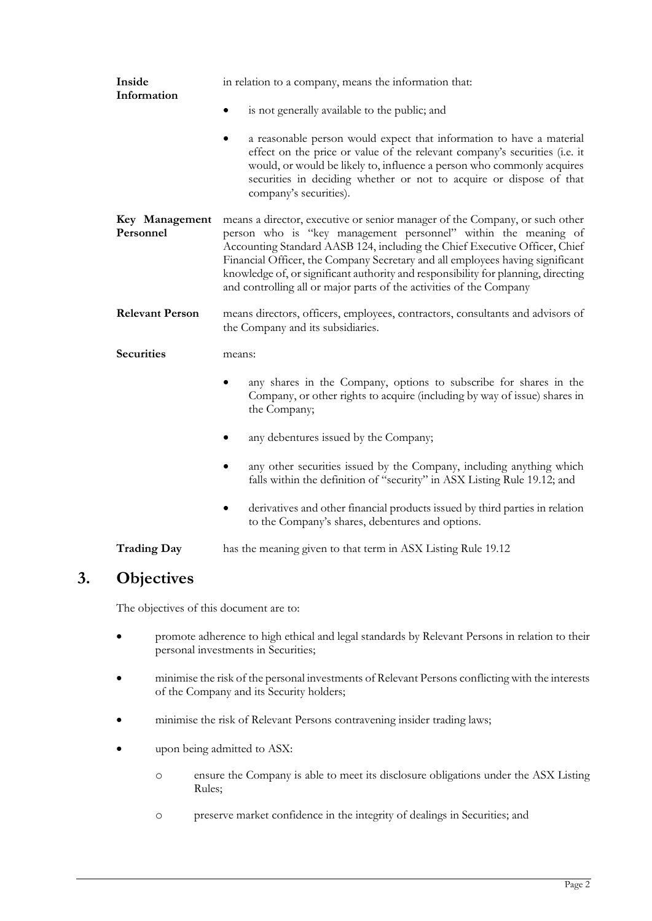| | |
|---|---|
| **Inside Information** | in relation to a company, means the information that:<br>• is not generally available to the public; and<br>• a reasonable person would expect that information to have a material effect on the price or value of the relevant company's securities (i.e. it would, or would be likely to, influence a person who commonly acquires securities in deciding whether or not to acquire or dispose of that company's securities). |
| **Key Management Personnel** | means a director, executive or senior manager of the Company, or such other person who is "key management personnel" within the meaning of Accounting Standard AASB 124, including the Chief Executive Officer, Chief Financial Officer, the Company Secretary and all employees having significant knowledge of, or significant authority and responsibility for planning, directing and controlling all or major parts of the activities of the Company |
| **Relevant Person** | means directors, officers, employees, contractors, consultants and advisors of the Company and its subsidiaries. |
| **Securities** | means:<br>• any shares in the Company, options to subscribe for shares in the Company, or other rights to acquire (including by way of issue) shares in the Company;<br>• any debentures issued by the Company;<br>• any other securities issued by the Company, including anything which falls within the definition of "security" in ASX Listing Rule 19.12; and<br>• derivatives and other financial products issued by third parties in relation to the Company's shares, debentures and options. |
| **Trading Day** | has the meaning given to that term in ASX Listing Rule 19.12 |

# 3. Objectives

The objectives of this document are to:

- promote adherence to high ethical and legal standards by Relevant Persons in relation to their personal investments in Securities;
- minimise the risk of the personal investments of Relevant Persons conflicting with the interests of the Company and its Security holders;
- minimise the risk of Relevant Persons contravening insider trading laws;
- upon being admitted to ASX:
    - ensure the Company is able to meet its disclosure obligations under the ASX Listing Rules;
    - preserve market confidence in the integrity of dealings in Securities; and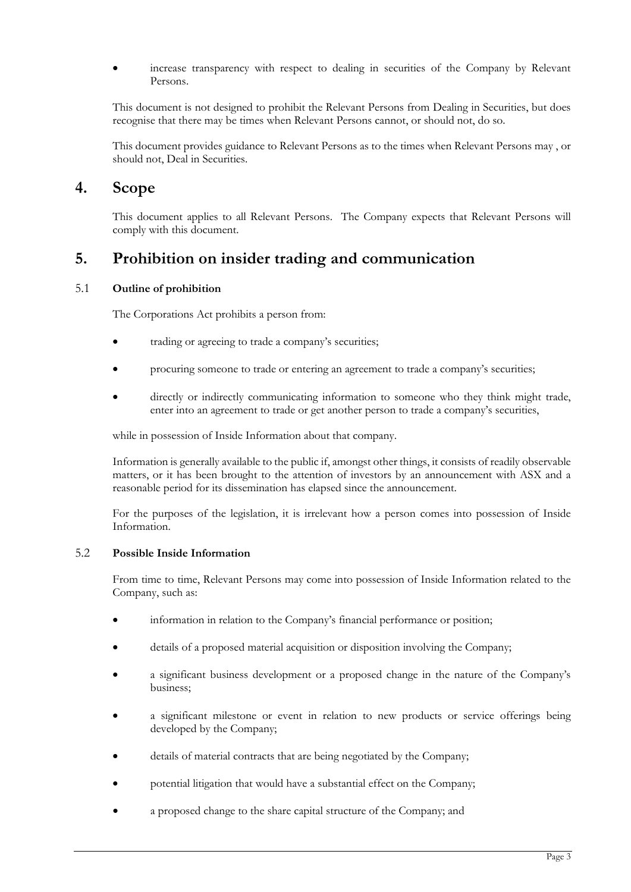- increase transparency with respect to dealing in securities of the Company by Relevant Persons.

This document is not designed to prohibit the Relevant Persons from Dealing in Securities, but does recognise that there may be times when Relevant Persons cannot, or should not, do so.

This document provides guidance to Relevant Persons as to the times when Relevant Persons may , or should not, Deal in Securities.

# 4. Scope

This document applies to all Relevant Persons. The Company expects that Relevant Persons will comply with this document.

# 5. Prohibition on insider trading and communication

## 5.1 Outline of prohibition

The Corporations Act prohibits a person from:

- trading or agreeing to trade a company's securities;
- procuring someone to trade or entering an agreement to trade a company's securities;
- directly or indirectly communicating information to someone who they think might trade, enter into an agreement to trade or get another person to trade a company's securities,

while in possession of Inside Information about that company.

Information is generally available to the public if, amongst other things, it consists of readily observable matters, or it has been brought to the attention of investors by an announcement with ASX and a reasonable period for its dissemination has elapsed since the announcement.

For the purposes of the legislation, it is irrelevant how a person comes into possession of Inside Information.

## 5.2 Possible Inside Information

From time to time, Relevant Persons may come into possession of Inside Information related to the Company, such as:

- information in relation to the Company's financial performance or position;
- details of a proposed material acquisition or disposition involving the Company;
- a significant business development or a proposed change in the nature of the Company's business;
- a significant milestone or event in relation to new products or service offerings being developed by the Company;
- details of material contracts that are being negotiated by the Company;
- potential litigation that would have a substantial effect on the Company;
- a proposed change to the share capital structure of the Company; and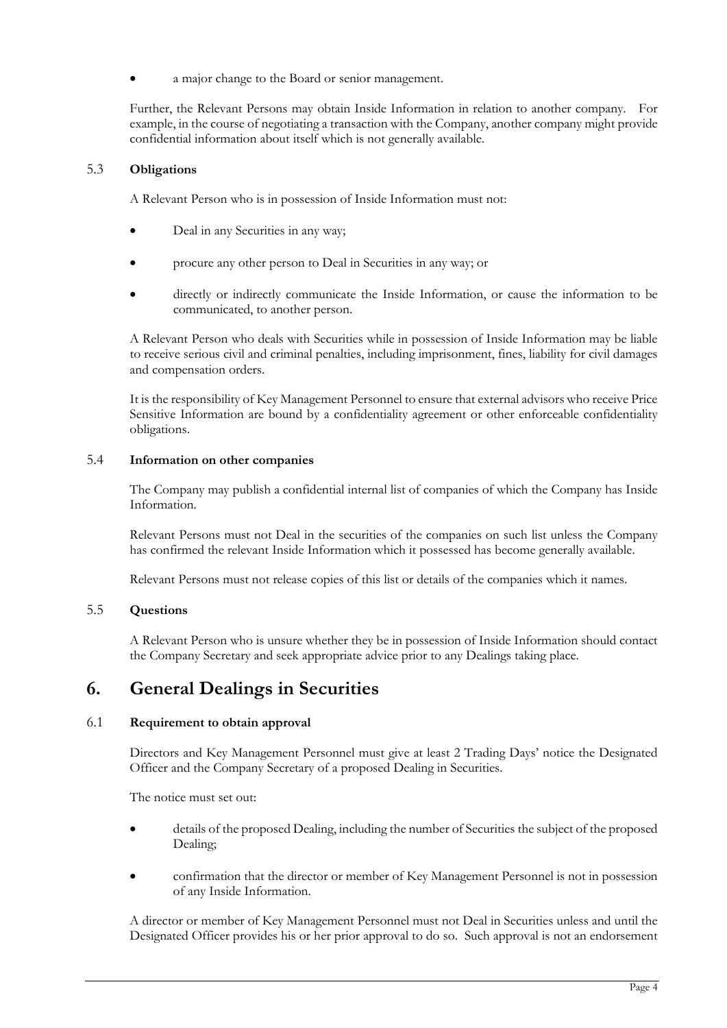- a major change to the Board or senior management.

Further, the Relevant Persons may obtain Inside Information in relation to another company. For example, in the course of negotiating a transaction with the Company, another company might provide confidential information about itself which is not generally available.

### 5.3 Obligations

A Relevant Person who is in possession of Inside Information must not:

- Deal in any Securities in any way;
- procure any other person to Deal in Securities in any way; or
- directly or indirectly communicate the Inside Information, or cause the information to be communicated, to another person.

A Relevant Person who deals with Securities while in possession of Inside Information may be liable to receive serious civil and criminal penalties, including imprisonment, fines, liability for civil damages and compensation orders.

It is the responsibility of Key Management Personnel to ensure that external advisors who receive Price Sensitive Information are bound by a confidentiality agreement or other enforceable confidentiality obligations.

### 5.4 Information on other companies

The Company may publish a confidential internal list of companies of which the Company has Inside Information.

Relevant Persons must not Deal in the securities of the companies on such list unless the Company has confirmed the relevant Inside Information which it possessed has become generally available.

Relevant Persons must not release copies of this list or details of the companies which it names.

### 5.5 Questions

A Relevant Person who is unsure whether they be in possession of Inside Information should contact the Company Secretary and seek appropriate advice prior to any Dealings taking place.

## 6. General Dealings in Securities

### 6.1 Requirement to obtain approval

Directors and Key Management Personnel must give at least 2 Trading Days' notice the Designated Officer and the Company Secretary of a proposed Dealing in Securities.

The notice must set out:

- details of the proposed Dealing, including the number of Securities the subject of the proposed Dealing;
- confirmation that the director or member of Key Management Personnel is not in possession of any Inside Information.

A director or member of Key Management Personnel must not Deal in Securities unless and until the Designated Officer provides his or her prior approval to do so. Such approval is not an endorsement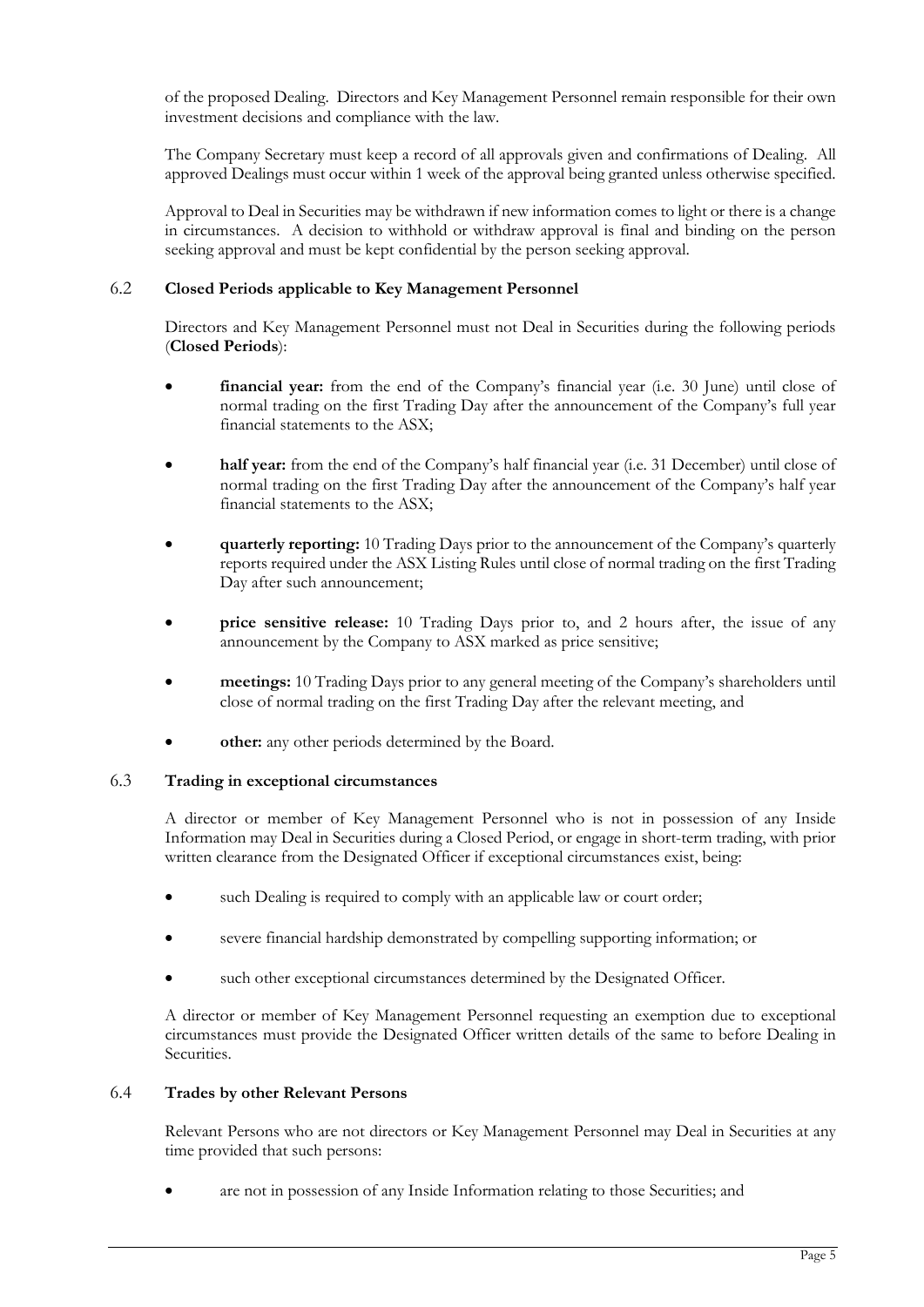of the proposed Dealing. Directors and Key Management Personnel remain responsible for their own investment decisions and compliance with the law.

The Company Secretary must keep a record of all approvals given and confirmations of Dealing. All approved Dealings must occur within 1 week of the approval being granted unless otherwise specified.

Approval to Deal in Securities may be withdrawn if new information comes to light or there is a change in circumstances. A decision to withhold or withdraw approval is final and binding on the person seeking approval and must be kept confidential by the person seeking approval.

### 6.2 Closed Periods applicable to Key Management Personnel

Directors and Key Management Personnel must not Deal in Securities during the following periods (**Closed Periods**):

- **financial year:** from the end of the Company's financial year (i.e. 30 June) until close of normal trading on the first Trading Day after the announcement of the Company's full year financial statements to the ASX;
- **half year:** from the end of the Company's half financial year (i.e. 31 December) until close of normal trading on the first Trading Day after the announcement of the Company's half year financial statements to the ASX;
- **quarterly reporting:** 10 Trading Days prior to the announcement of the Company's quarterly reports required under the ASX Listing Rules until close of normal trading on the first Trading Day after such announcement;
- **price sensitive release:** 10 Trading Days prior to, and 2 hours after, the issue of any announcement by the Company to ASX marked as price sensitive;
- **meetings:** 10 Trading Days prior to any general meeting of the Company's shareholders until close of normal trading on the first Trading Day after the relevant meeting, and
- **other:** any other periods determined by the Board.

### 6.3 Trading in exceptional circumstances

A director or member of Key Management Personnel who is not in possession of any Inside Information may Deal in Securities during a Closed Period, or engage in short-term trading, with prior written clearance from the Designated Officer if exceptional circumstances exist, being:

- such Dealing is required to comply with an applicable law or court order;
- severe financial hardship demonstrated by compelling supporting information; or
- such other exceptional circumstances determined by the Designated Officer.

A director or member of Key Management Personnel requesting an exemption due to exceptional circumstances must provide the Designated Officer written details of the same to before Dealing in Securities.

### 6.4 Trades by other Relevant Persons

Relevant Persons who are not directors or Key Management Personnel may Deal in Securities at any time provided that such persons:

- are not in possession of any Inside Information relating to those Securities; and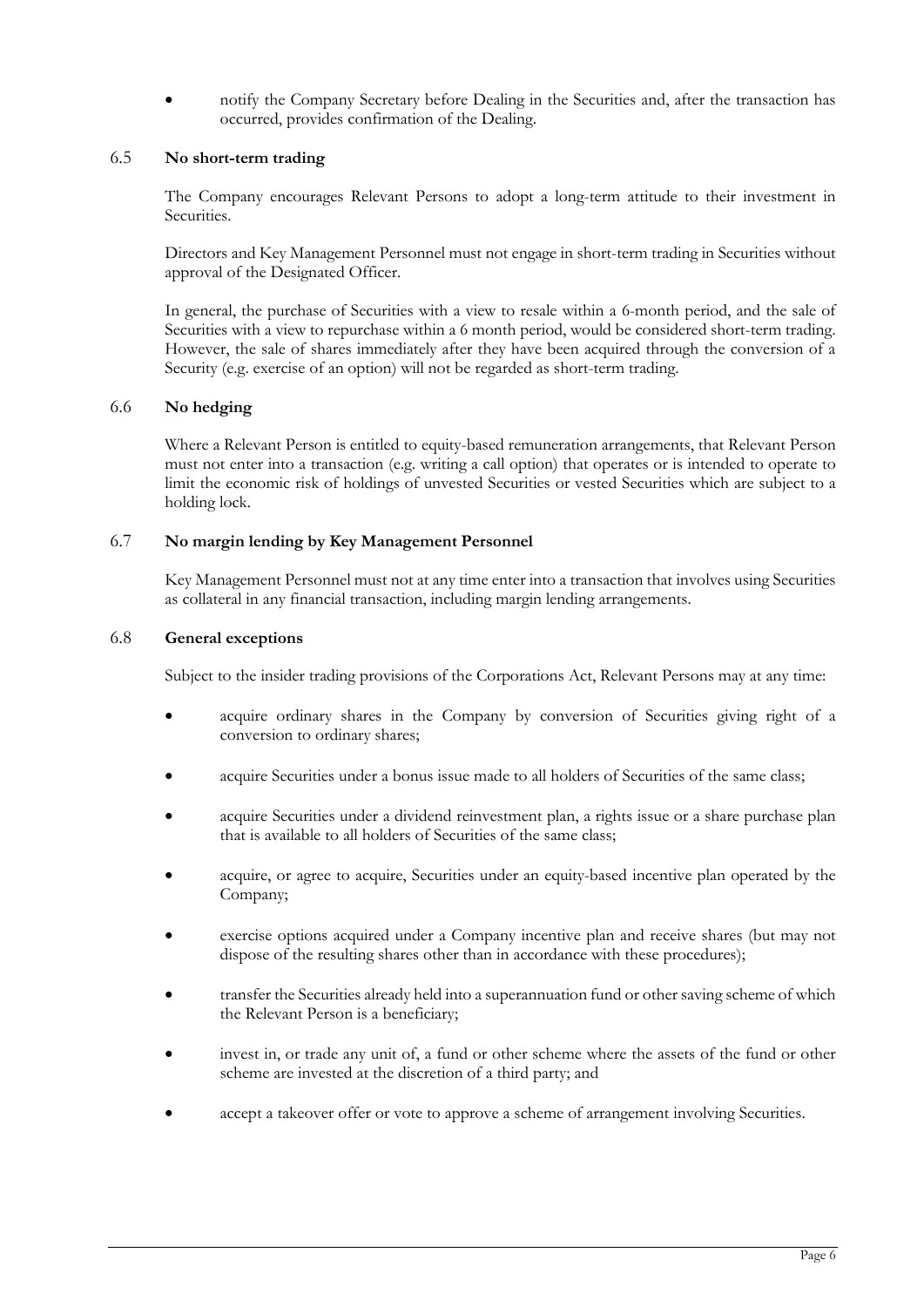- notify the Company Secretary before Dealing in the Securities and, after the transaction has occurred, provides confirmation of the Dealing.

### 6.5 No short-term trading

The Company encourages Relevant Persons to adopt a long-term attitude to their investment in Securities.

Directors and Key Management Personnel must not engage in short-term trading in Securities without approval of the Designated Officer.

In general, the purchase of Securities with a view to resale within a 6-month period, and the sale of Securities with a view to repurchase within a 6 month period, would be considered short-term trading. However, the sale of shares immediately after they have been acquired through the conversion of a Security (e.g. exercise of an option) will not be regarded as short-term trading.

### 6.6 No hedging

Where a Relevant Person is entitled to equity-based remuneration arrangements, that Relevant Person must not enter into a transaction (e.g. writing a call option) that operates or is intended to operate to limit the economic risk of holdings of unvested Securities or vested Securities which are subject to a holding lock.

### 6.7 No margin lending by Key Management Personnel

Key Management Personnel must not at any time enter into a transaction that involves using Securities as collateral in any financial transaction, including margin lending arrangements.

### 6.8 General exceptions

Subject to the insider trading provisions of the Corporations Act, Relevant Persons may at any time:

- acquire ordinary shares in the Company by conversion of Securities giving right of a conversion to ordinary shares;
- acquire Securities under a bonus issue made to all holders of Securities of the same class;
- acquire Securities under a dividend reinvestment plan, a rights issue or a share purchase plan that is available to all holders of Securities of the same class;
- acquire, or agree to acquire, Securities under an equity-based incentive plan operated by the Company;
- exercise options acquired under a Company incentive plan and receive shares (but may not dispose of the resulting shares other than in accordance with these procedures);
- transfer the Securities already held into a superannuation fund or other saving scheme of which the Relevant Person is a beneficiary;
- invest in, or trade any unit of, a fund or other scheme where the assets of the fund or other scheme are invested at the discretion of a third party; and
- accept a takeover offer or vote to approve a scheme of arrangement involving Securities.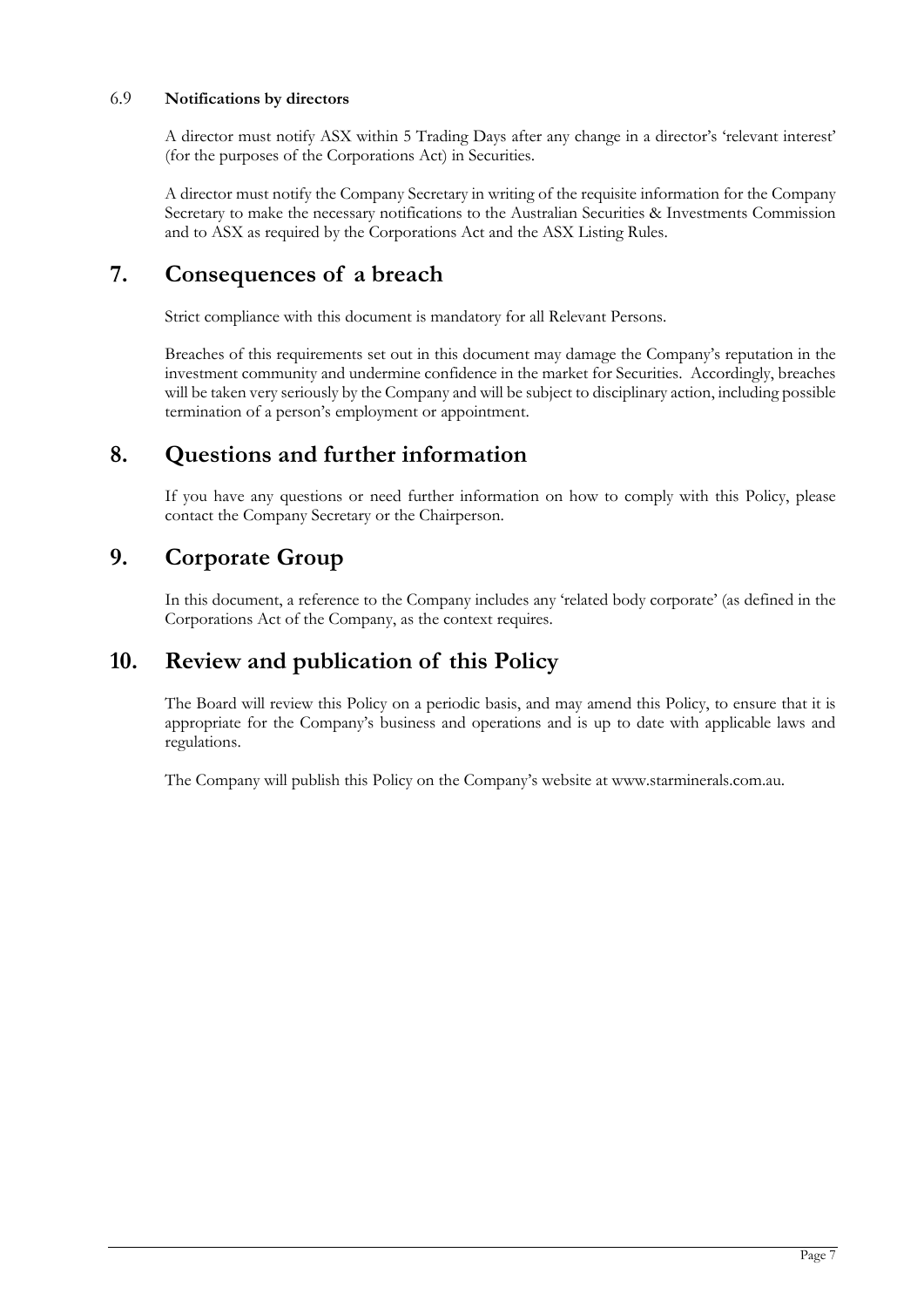### 6.9 Notifications by directors

A director must notify ASX within 5 Trading Days after any change in a director's 'relevant interest' (for the purposes of the Corporations Act) in Securities.

A director must notify the Company Secretary in writing of the requisite information for the Company Secretary to make the necessary notifications to the Australian Securities & Investments Commission and to ASX as required by the Corporations Act and the ASX Listing Rules.

## 7. Consequences of a breach

Strict compliance with this document is mandatory for all Relevant Persons.

Breaches of this requirements set out in this document may damage the Company's reputation in the investment community and undermine confidence in the market for Securities. Accordingly, breaches will be taken very seriously by the Company and will be subject to disciplinary action, including possible termination of a person's employment or appointment.

## 8. Questions and further information

If you have any questions or need further information on how to comply with this Policy, please contact the Company Secretary or the Chairperson.

## 9. Corporate Group

In this document, a reference to the Company includes any 'related body corporate' (as defined in the Corporations Act of the Company, as the context requires.

## 10. Review and publication of this Policy

The Board will review this Policy on a periodic basis, and may amend this Policy, to ensure that it is appropriate for the Company's business and operations and is up to date with applicable laws and regulations.

The Company will publish this Policy on the Company's website at www.starminerals.com.au.